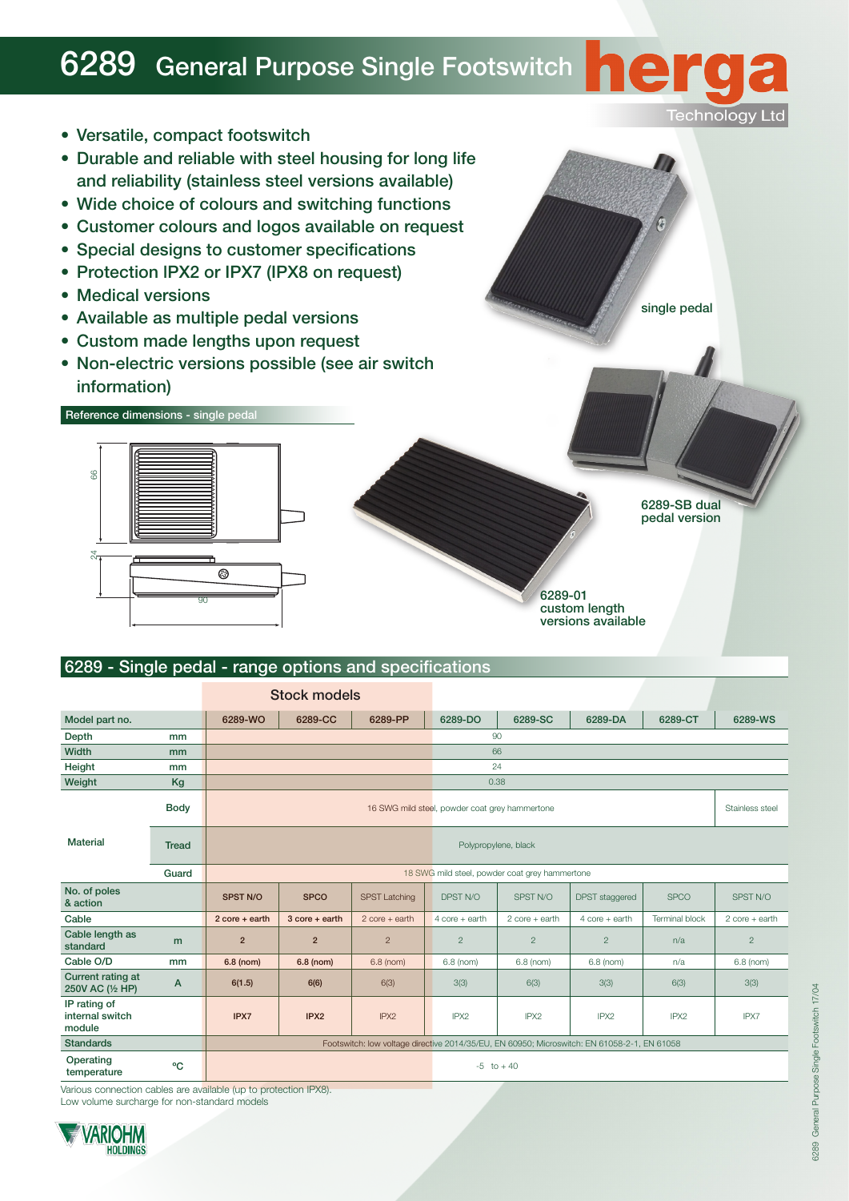# 6289 General Purpose Single Footswitch

herga Technology Ltd

- Versatile, compact footswitch
- Durable and reliable with steel housing for long life and reliability (stainless steel versions available)
- Wide choice of colours and switching functions
- Customer colours and logos available on request
- Special designs to customer specifications
- Protection IPX2 or IPX7 (IPX8 on request)
- Medical versions
- Available as multiple pedal versions
- Custom made lengths upon request
- Non-electric versions possible (see air switch information)

single pedal

6289-SB dual pedal version

6289-01 custom length versions available

## Reference dimensions - single pedal

66

24

90

## 6289 - Single pedal - range options and specifications

| | | Stock models | | | | | | | |
|---|---|---|---|---|---|---|---|---|---|
| Model part no. | | 6289-WO | 6289-CC | 6289-PP | 6289-DO | 6289-SC | 6289-DA | 6289-CT | 6289-WS |
| Depth | mm | 90 | | | | | | | |
| Width | mm | 66 | | | | | | | |
| Height | mm | 24 | | | | | | | |
| Weight | Kg | 0.38 | | | | | | | |
| Material | Body | 16 SWG mild steel, powder coat grey hammertone | | | | | | | Stainless steel |
| | Tread | Polypropylene, black | | | | | | | |
| | Guard | 18 SWG mild steel, powder coat grey hammertone | | | | | | | |
| No. of poles & action | | SPST N/O | SPCO | SPST Latching | DPST N/O | SPST N/O | DPST staggered | SPCO | SPST N/O |
| Cable | | 2 core + earth | 3 core + earth | 2 core + earth | 4 core + earth | 2 core + earth | 4 core + earth | Terminal block | 2 core + earth |
| Cable length as standard | m | 2 | 2 | 2 | 2 | 2 | 2 | n/a | 2 |
| Cable O/D | mm | 6.8 (nom) | 6.8 (nom) | 6.8 (nom) | 6.8 (nom) | 6.8 (nom) | 6.8 (nom) | n/a | 6.8 (nom) |
| Current rating at 250V AC (½ HP) | A | 6(1.5) | 6(6) | 6(3) | 3(3) | 6(3) | 3(3) | 6(3) | 3(3) |
| IP rating of internal switch module | | IPX7 | IPX2 | IPX2 | IPX2 | IPX2 | IPX2 | IPX2 | IPX7 |
| Standards | | Footswitch: low voltage directive 2014/35/EU, EN 60950; Microswitch: EN 61058-2-1, EN 61058 | | | | | | | |
| Operating temperature | °C | -5 to + 40 | | | | | | | |

Various connection cables are available (up to protection IPX8).
Low volume surcharge for non-standard models

VARIOHM HOLDINGS

6289 General Purpose Single Footswitch 17/04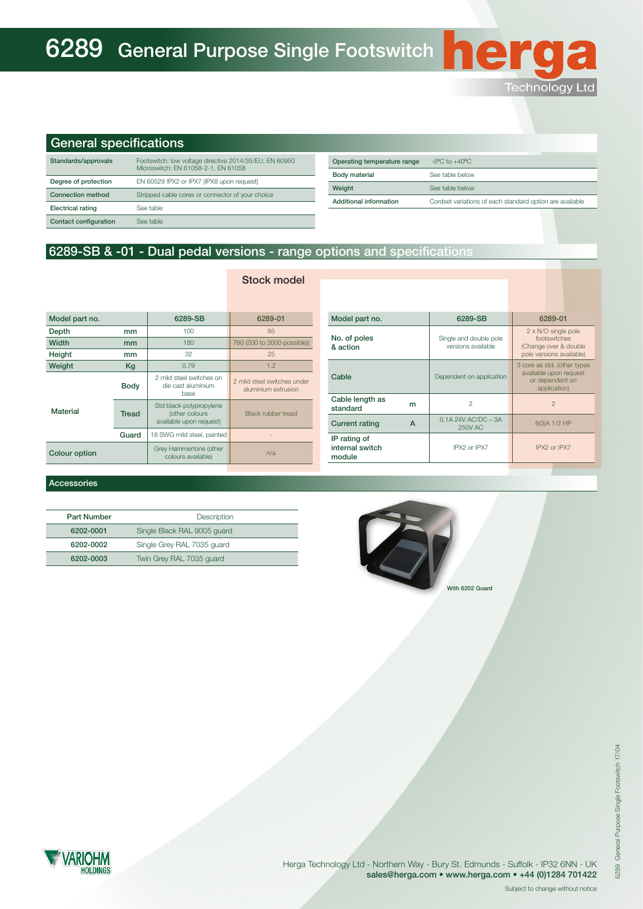# 6289 General Purpose Single Footswitch

herga Technology Ltd

## General specifications

| | |
|---|---|
| Standards/approvals | Footswitch: low voltage directive 2014/35/EU, EN 60950 Microswitch: EN 61058-2-1, EN 61058 |
| Degree of protection | EN 60529 IPX2 or IPX7 (IPX8 upon request) |
| Connection method | Stripped cable cores or connector of your choice |
| Electrical rating | See table |
| Contact configuration | See table |

| | |
|---|---|
| Operating temperature range | -5ºC to +40ºC |
| Body material | See table below |
| Weight | See table below |
| Additional information | Cordset variations of each standard option are available |

## 6289-SB & -01 - Dual pedal versions - range options and specifications

Stock model

| Model part no. | | 6289-SB | 6289-01 |
|---|---|---|---|
| Depth | mm | 100 | 95 |
| Width | mm | 180 | 760 (200 to 3000 possible)( |
| Height | mm | 32 | 25 |
| Weight | Kg | 0.79 | 1.2 |
| Material | Body | 2 mild steel switches on die cast aluminium base | 2 mild steel switches under aluminium extrusion |
| | Tread | Std black polypropylene (other colours available upon request) | Black rubber tread |
| | Guard | 18 SWG mild steel, painted | - |
| Colour option | | Grey Hammertone (other colours available) | n/a |

| Model part no. | | 6289-SB | 6289-01 |
|---|---|---|---|
| No. of poles & action | | Single and double pole versions available | 2 x N/O single pole footswitches (Change over & double pole versions available) |
| Cable | | Dependent on application | 3 core as std. (other types available upon request or dependent on application) |
| Cable length as standard | m | 2 | 2 |
| Current rating | A | 0.1A 24V AC/DC – 3A 250V AC | 6(3)A 1/2 HP |
| IP rating of internal switch module | | IPX2 or IPX7 | IPX2 or IPX7 |

## Accessories

| Part Number | Description |
|---|---|
| 6202-0001 | Single Black RAL 9005 guard |
| 6202-0002 | Single Grey RAL 7035 guard |
| 6202-0003 | Twin Grey RAL 7035 guard |

With 6202 Guard

Herga Technology Ltd - Northern Way - Bury St. Edmunds - Suffolk - IP32 6NN - UK
**sales@herga.com • www.herga.com • +44 (0)1284 701422**

Subject to change without notice

6289 General Purpose Single Footswitch 17/04